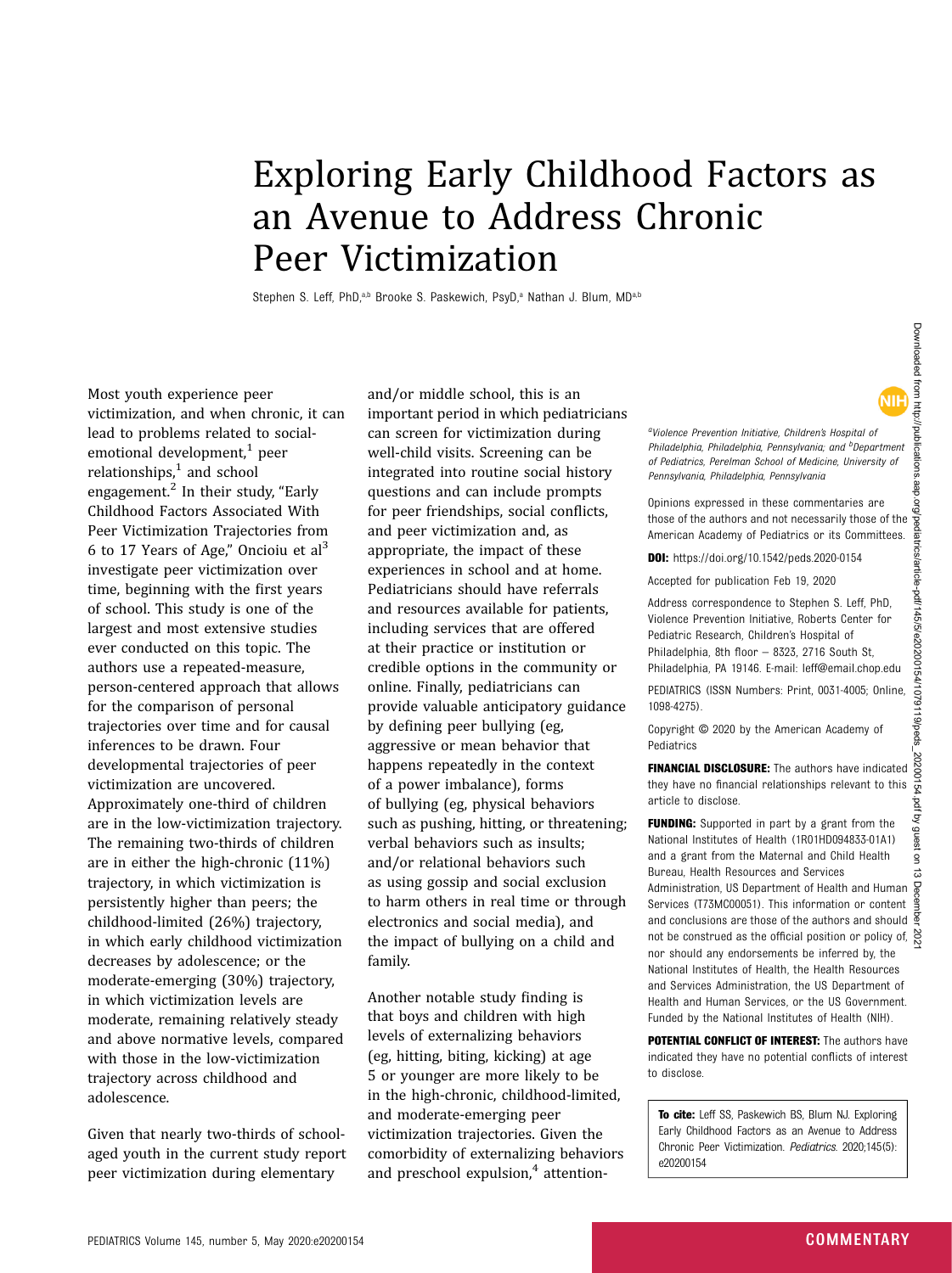# Exploring Early Childhood Factors as an Avenue to Address Chronic Peer Victimization

Stephen S. Leff, PhD,[a,b] Brooke S. Paskewich, PsyD,[a] Nathan J. Blum, MD[a,b]

Most youth experience peer victimization, and when chronic, it can lead to problems related to social-emotional development,[1] peer relationships,[1] and school engagement.[2] In their study, "Early Childhood Factors Associated With Peer Victimization Trajectories from 6 to 17 Years of Age," Oncioiu et al[3] investigate peer victimization over time, beginning with the first years of school. This study is one of the largest and most extensive studies ever conducted on this topic. The authors use a repeated-measure, person-centered approach that allows for the comparison of personal trajectories over time and for causal inferences to be drawn. Four developmental trajectories of peer victimization are uncovered. Approximately one-third of children are in the low-victimization trajectory. The remaining two-thirds of children are in either the high-chronic (11%) trajectory, in which victimization is persistently higher than peers; the childhood-limited (26%) trajectory, in which early childhood victimization decreases by adolescence; or the moderate-emerging (30%) trajectory, in which victimization levels are moderate, remaining relatively steady and above normative levels, compared with those in the low-victimization trajectory across childhood and adolescence.

Given that nearly two-thirds of school-aged youth in the current study report peer victimization during elementary and/or middle school, this is an important period in which pediatricians can screen for victimization during well-child visits. Screening can be integrated into routine social history questions and can include prompts for peer friendships, social conflicts, and peer victimization and, as appropriate, the impact of these experiences in school and at home. Pediatricians should have referrals and resources available for patients, including services that are offered at their practice or institution or credible options in the community or online. Finally, pediatricians can provide valuable anticipatory guidance by defining peer bullying (eg, aggressive or mean behavior that happens repeatedly in the context of a power imbalance), forms of bullying (eg, physical behaviors such as pushing, hitting, or threatening; verbal behaviors such as insults; and/or relational behaviors such as using gossip and social exclusion to harm others in real time or through electronics and social media), and the impact of bullying on a child and family.

Another notable study finding is that boys and children with high levels of externalizing behaviors (eg, hitting, biting, kicking) at age 5 or younger are more likely to be in the high-chronic, childhood-limited, and moderate-emerging peer victimization trajectories. Given the comorbidity of externalizing behaviors and preschool expulsion,[4] attention-

[a]*Violence Prevention Initiative, Children's Hospital of Philadelphia, Philadelphia, Pennsylvania; and* [b]*Department of Pediatrics, Perelman School of Medicine, University of Pennsylvania, Philadelphia, Pennsylvania*

Opinions expressed in these commentaries are those of the authors and not necessarily those of the American Academy of Pediatrics or its Committees.

**DOI:** https://doi.org/10.1542/peds.2020-0154

Accepted for publication Feb 19, 2020

Address correspondence to Stephen S. Leff, PhD, Violence Prevention Initiative, Roberts Center for Pediatric Research, Children's Hospital of Philadelphia, 8th floor – 8323, 2716 South St, Philadelphia, PA 19146. E-mail: leff@email.chop.edu

PEDIATRICS (ISSN Numbers: Print, 0031-4005; Online, 1098-4275).

Copyright © 2020 by the American Academy of Pediatrics

**FINANCIAL DISCLOSURE:** The authors have indicated they have no financial relationships relevant to this article to disclose.

**FUNDING:** Supported in part by a grant from the National Institutes of Health (1R01HD094833-01A1) and a grant from the Maternal and Child Health Bureau, Health Resources and Services Administration, US Department of Health and Human Services (T73MC00051). This information or content and conclusions are those of the authors and should not be construed as the official position or policy of, nor should any endorsements be inferred by, the National Institutes of Health, the Health Resources and Services Administration, the US Department of Health and Human Services, or the US Government. Funded by the National Institutes of Health (NIH).

**POTENTIAL CONFLICT OF INTEREST:** The authors have indicated they have no potential conflicts of interest to disclose.

**To cite:** Leff SS, Paskewich BS, Blum NJ. Exploring Early Childhood Factors as an Avenue to Address Chronic Peer Victimization. *Pediatrics.* 2020;145(5): e20200154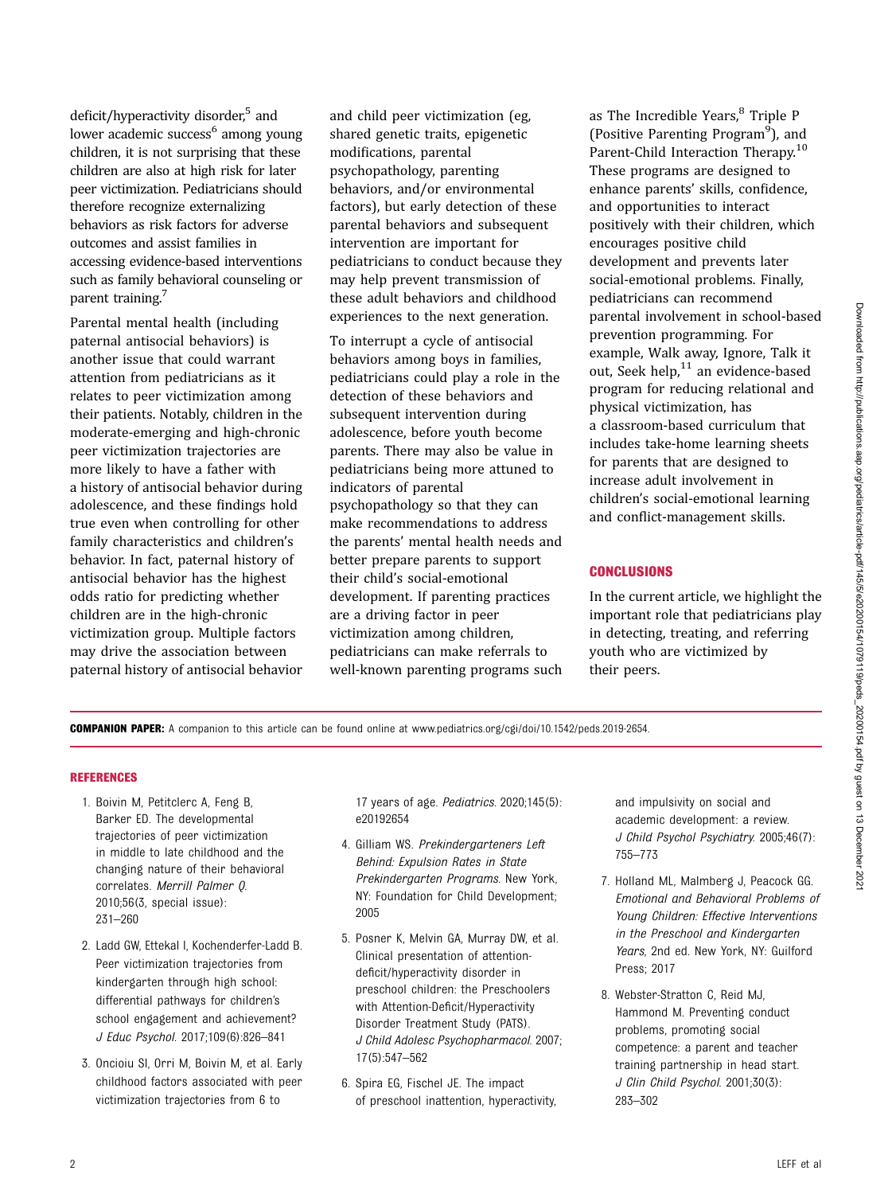deficit/hyperactivity disorder,[5] and lower academic success[6] among young children, it is not surprising that these children are also at high risk for later peer victimization. Pediatricians should therefore recognize externalizing behaviors as risk factors for adverse outcomes and assist families in accessing evidence-based interventions such as family behavioral counseling or parent training.[7]

Parental mental health (including paternal antisocial behaviors) is another issue that could warrant attention from pediatricians as it relates to peer victimization among their patients. Notably, children in the moderate-emerging and high-chronic peer victimization trajectories are more likely to have a father with a history of antisocial behavior during adolescence, and these findings hold true even when controlling for other family characteristics and children's behavior. In fact, paternal history of antisocial behavior has the highest odds ratio for predicting whether children are in the high-chronic victimization group. Multiple factors may drive the association between paternal history of antisocial behavior and child peer victimization (eg, shared genetic traits, epigenetic modifications, parental psychopathology, parenting behaviors, and/or environmental factors), but early detection of these parental behaviors and subsequent intervention are important for pediatricians to conduct because they may help prevent transmission of these adult behaviors and childhood experiences to the next generation.

To interrupt a cycle of antisocial behaviors among boys in families, pediatricians could play a role in the detection of these behaviors and subsequent intervention during adolescence, before youth become parents. There may also be value in pediatricians being more attuned to indicators of parental psychopathology so that they can make recommendations to address the parents' mental health needs and better prepare parents to support their child's social-emotional development. If parenting practices are a driving factor in peer victimization among children, pediatricians can make referrals to well-known parenting programs such as The Incredible Years,[8] Triple P (Positive Parenting Program[9]), and Parent-Child Interaction Therapy.[10] These programs are designed to enhance parents' skills, confidence, and opportunities to interact positively with their children, which encourages positive child development and prevents later social-emotional problems. Finally, pediatricians can recommend parental involvement in school-based prevention programming. For example, Walk away, Ignore, Talk it out, Seek help,[11] an evidence-based program for reducing relational and physical victimization, has a classroom-based curriculum that includes take-home learning sheets for parents that are designed to increase adult involvement in children's social-emotional learning and conflict-management skills.

## CONCLUSIONS

In the current article, we highlight the important role that pediatricians play in detecting, treating, and referring youth who are victimized by their peers.

**COMPANION PAPER:** A companion to this article can be found online at www.pediatrics.org/cgi/doi/10.1542/peds.2019-2654.

## REFERENCES

1. Boivin M, Petitclerc A, Feng B, Barker ED. The developmental trajectories of peer victimization in middle to late childhood and the changing nature of their behavioral correlates. *Merrill Palmer Q.* 2010;56(3, special issue): 231–260
2. Ladd GW, Ettekal I, Kochenderfer-Ladd B. Peer victimization trajectories from kindergarten through high school: differential pathways for children's school engagement and achievement? *J Educ Psychol.* 2017;109(6):826–841
3. Oncioiu SI, Orri M, Boivin M, et al. Early childhood factors associated with peer victimization trajectories from 6 to 17 years of age. *Pediatrics.* 2020;145(5): e20192654
4. Gilliam WS. *Prekindergarteners Left Behind: Expulsion Rates in State Prekindergarten Programs.* New York, NY: Foundation for Child Development; 2005
5. Posner K, Melvin GA, Murray DW, et al. Clinical presentation of attention-deficit/hyperactivity disorder in preschool children: the Preschoolers with Attention-Deficit/Hyperactivity Disorder Treatment Study (PATS). *J Child Adolesc Psychopharmacol.* 2007; 17(5):547–562
6. Spira EG, Fischel JE. The impact of preschool inattention, hyperactivity, and impulsivity on social and academic development: a review. *J Child Psychol Psychiatry.* 2005;46(7): 755–773
7. Holland ML, Malmberg J, Peacock GG. *Emotional and Behavioral Problems of Young Children: Effective Interventions in the Preschool and Kindergarten Years*, 2nd ed. New York, NY: Guilford Press; 2017
8. Webster-Stratton C, Reid MJ, Hammond M. Preventing conduct problems, promoting social competence: a parent and teacher training partnership in head start. *J Clin Child Psychol.* 2001;30(3): 283–302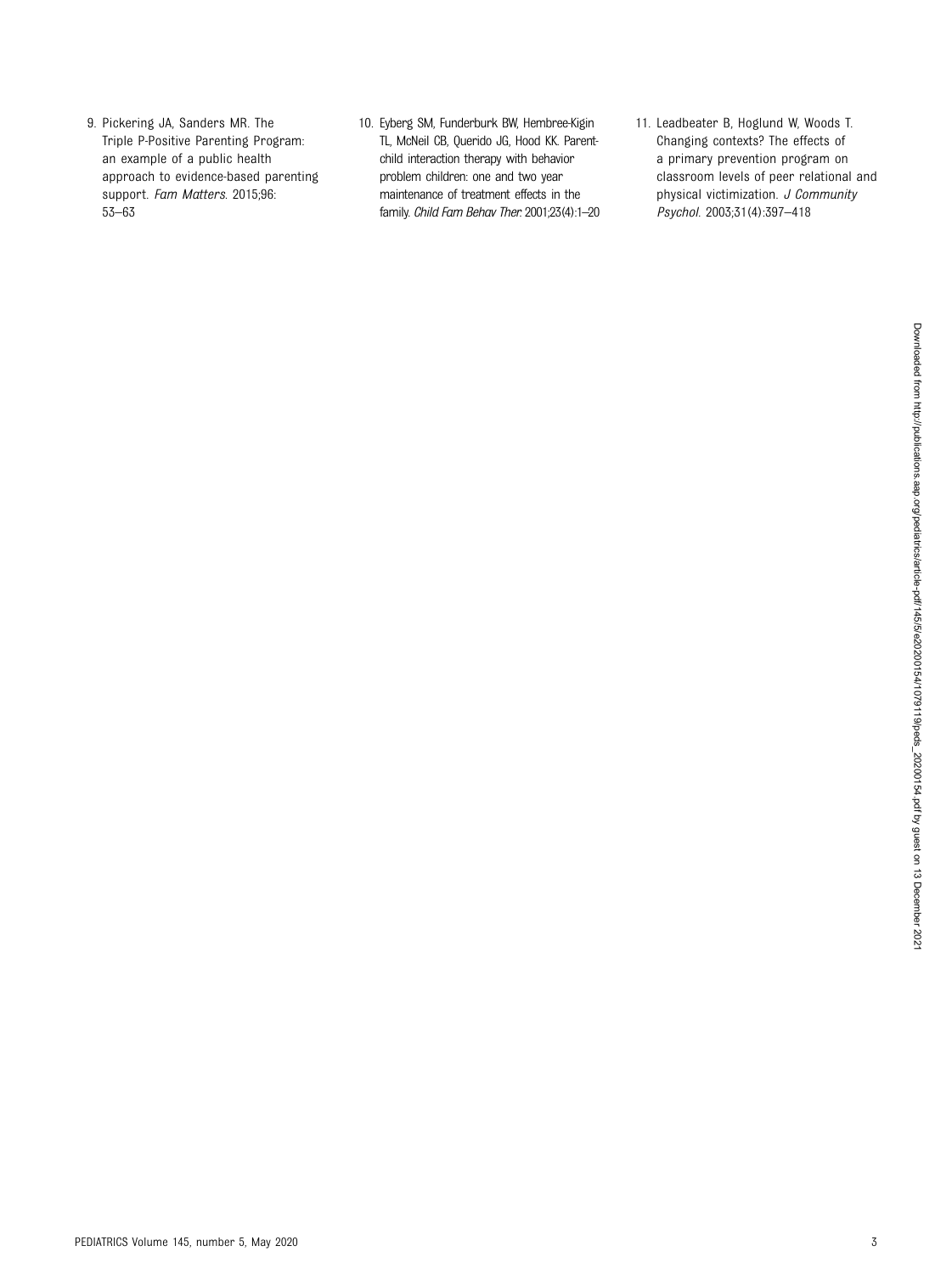9. Pickering JA, Sanders MR. The Triple P-Positive Parenting Program: an example of a public health approach to evidence-based parenting support. *Fam Matters*. 2015;96: 53–63

10. Eyberg SM, Funderburk BW, Hembree-Kigin TL, McNeil CB, Querido JG, Hood KK. Parent-child interaction therapy with behavior problem children: one and two year maintenance of treatment effects in the family. *Child Fam Behav Ther*. 2001;23(4):1–20

11. Leadbeater B, Hoglund W, Woods T. Changing contexts? The effects of a primary prevention program on classroom levels of peer relational and physical victimization. *J Community Psychol*. 2003;31(4):397–418